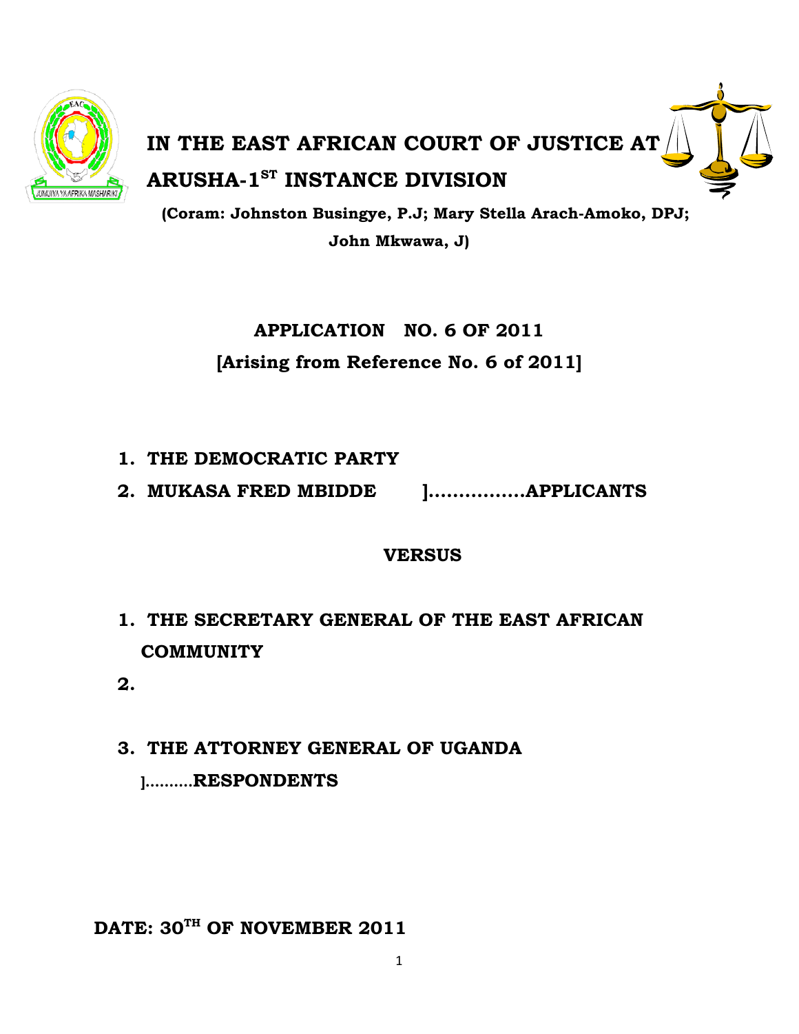# IN THE EAST AFRICAN COURT OF JUSTICE AT ARUSHA-1ST INSTANCE DIVISION

**(Coram: Johnston Busingye, P.J; Mary Stella Arach-Amoko, DPJ; John Mkwawa, J)**

## APPLICATION NO. 6 OF 2011

## [Arising from Reference No. 6 of 2011]

1. **THE DEMOCRATIC PARTY**
2. **MUKASA FRED MBIDDE ]................APPLICANTS**

**VERSUS**

1. **THE SECRETARY GENERAL OF THE EAST AFRICAN COMMUNITY**
2. 
3. **THE ATTORNEY GENERAL OF UGANDA**

]..........**RESPONDENTS**

**DATE: 30TH OF NOVEMBER 2011**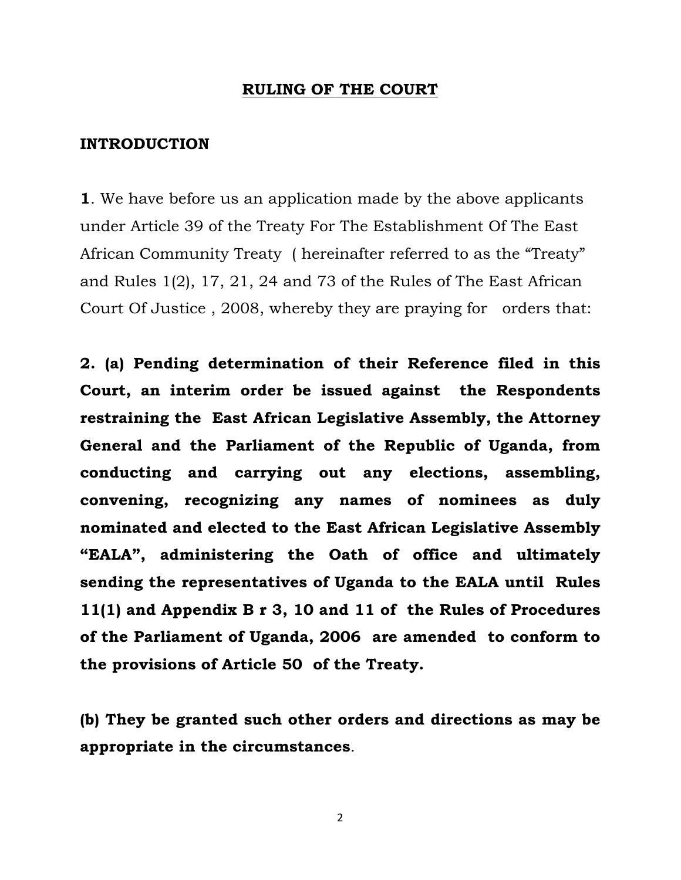# RULING OF THE COURT

## INTRODUCTION

**1**. We have before us an application made by the above applicants under Article 39 of the Treaty For The Establishment Of The East African Community Treaty ( hereinafter referred to as the "Treaty" and Rules 1(2), 17, 21, 24 and 73 of the Rules of The East African Court Of Justice , 2008, whereby they are praying for orders that:

**2. (a) Pending determination of their Reference filed in this Court, an interim order be issued against the Respondents restraining the East African Legislative Assembly, the Attorney General and the Parliament of the Republic of Uganda, from conducting and carrying out any elections, assembling, convening, recognizing any names of nominees as duly nominated and elected to the East African Legislative Assembly "EALA", administering the Oath of office and ultimately sending the representatives of Uganda to the EALA until Rules 11(1) and Appendix B r 3, 10 and 11 of the Rules of Procedures of the Parliament of Uganda, 2006 are amended to conform to the provisions of Article 50 of the Treaty.**

**(b) They be granted such other orders and directions as may be appropriate in the circumstances**.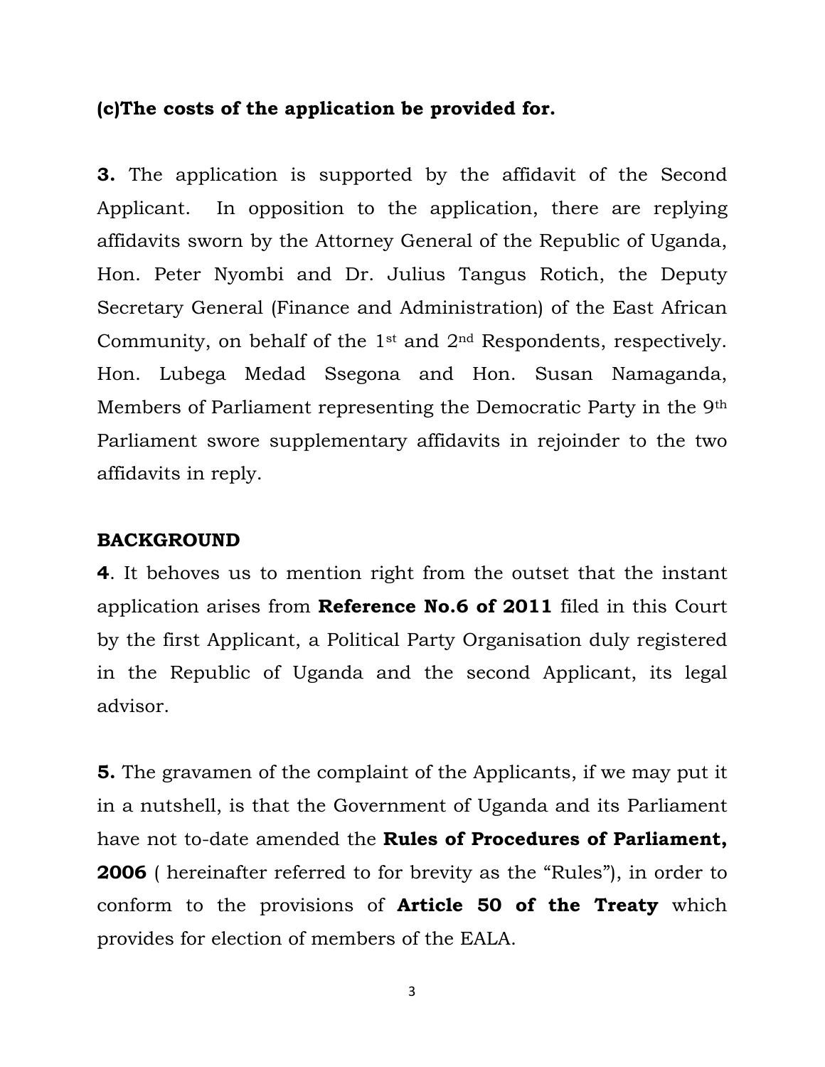**(c)The costs of the application be provided for.**

**3.** The application is supported by the affidavit of the Second Applicant. In opposition to the application, there are replying affidavits sworn by the Attorney General of the Republic of Uganda, Hon. Peter Nyombi and Dr. Julius Tangus Rotich, the Deputy Secretary General (Finance and Administration) of the East African Community, on behalf of the 1st and 2nd Respondents, respectively. Hon. Lubega Medad Ssegona and Hon. Susan Namaganda, Members of Parliament representing the Democratic Party in the 9th Parliament swore supplementary affidavits in rejoinder to the two affidavits in reply.

**BACKGROUND**

**4**. It behoves us to mention right from the outset that the instant application arises from **Reference No.6 of 2011** filed in this Court by the first Applicant, a Political Party Organisation duly registered in the Republic of Uganda and the second Applicant, its legal advisor.

**5.** The gravamen of the complaint of the Applicants, if we may put it in a nutshell, is that the Government of Uganda and its Parliament have not to-date amended the **Rules of Procedures of Parliament, 2006** ( hereinafter referred to for brevity as the "Rules"), in order to conform to the provisions of **Article 50 of the Treaty** which provides for election of members of the EALA.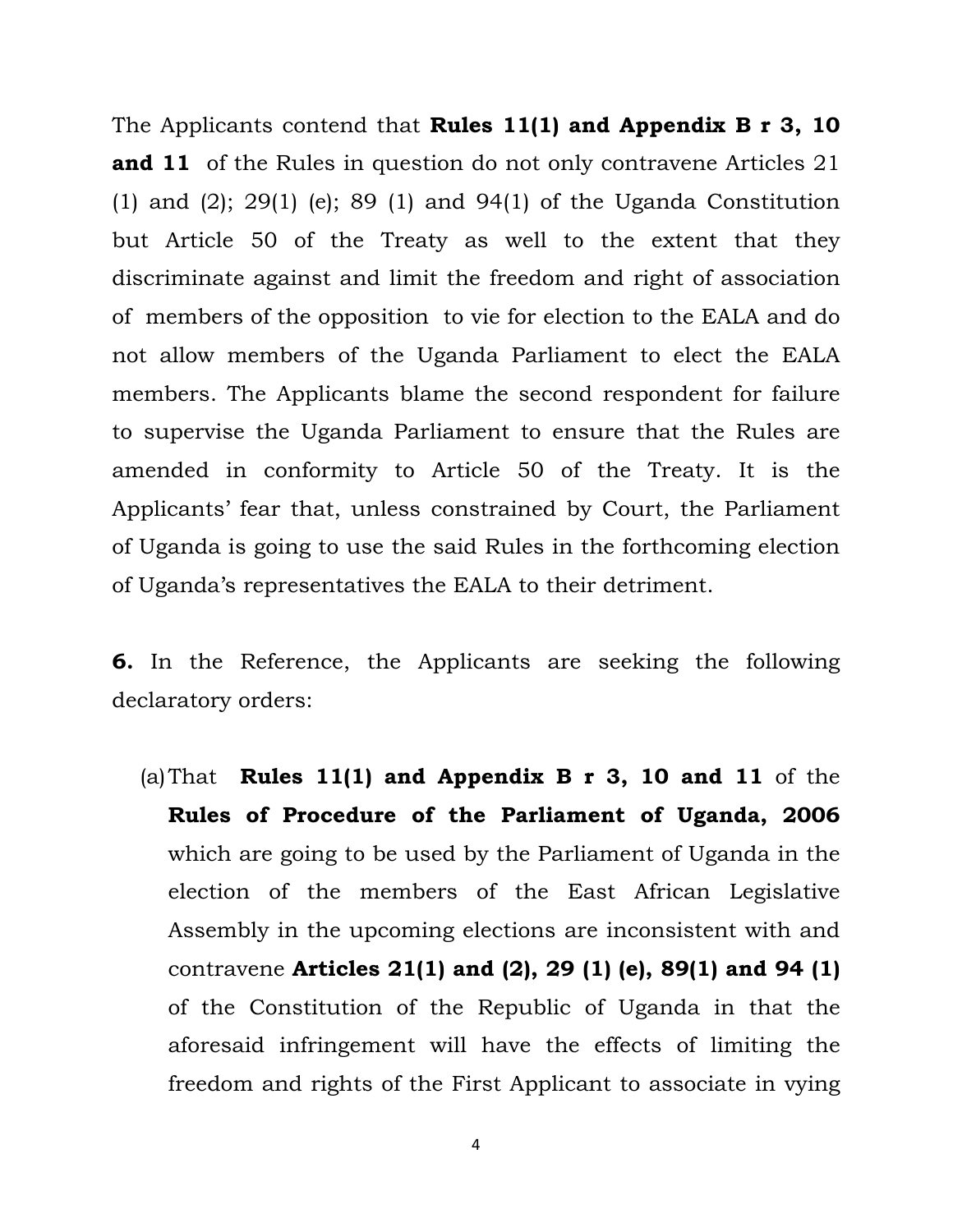The Applicants contend that **Rules 11(1) and Appendix B r 3, 10 and 11** of the Rules in question do not only contravene Articles 21 (1) and (2); 29(1) (e); 89 (1) and 94(1) of the Uganda Constitution but Article 50 of the Treaty as well to the extent that they discriminate against and limit the freedom and right of association of members of the opposition to vie for election to the EALA and do not allow members of the Uganda Parliament to elect the EALA members. The Applicants blame the second respondent for failure to supervise the Uganda Parliament to ensure that the Rules are amended in conformity to Article 50 of the Treaty. It is the Applicants' fear that, unless constrained by Court, the Parliament of Uganda is going to use the said Rules in the forthcoming election of Uganda's representatives the EALA to their detriment.

**6.** In the Reference, the Applicants are seeking the following declaratory orders:

(a) That **Rules 11(1) and Appendix B r 3, 10 and 11** of the **Rules of Procedure of the Parliament of Uganda, 2006** which are going to be used by the Parliament of Uganda in the election of the members of the East African Legislative Assembly in the upcoming elections are inconsistent with and contravene **Articles 21(1) and (2), 29 (1) (e), 89(1) and 94 (1)** of the Constitution of the Republic of Uganda in that the aforesaid infringement will have the effects of limiting the freedom and rights of the First Applicant to associate in vying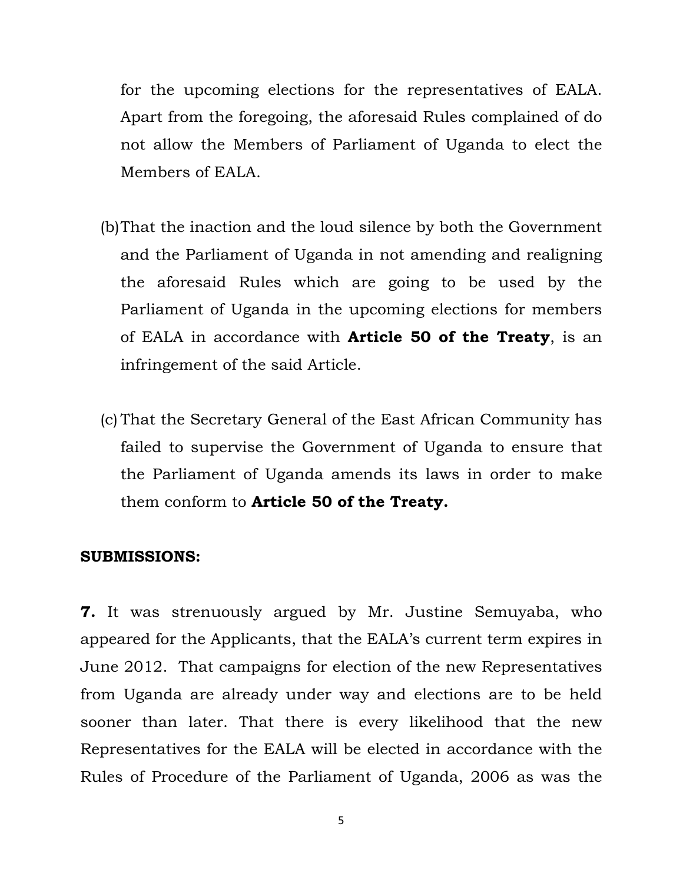for the upcoming elections for the representatives of EALA. Apart from the foregoing, the aforesaid Rules complained of do not allow the Members of Parliament of Uganda to elect the Members of EALA.

(b) That the inaction and the loud silence by both the Government and the Parliament of Uganda in not amending and realigning the aforesaid Rules which are going to be used by the Parliament of Uganda in the upcoming elections for members of EALA in accordance with **Article 50 of the Treaty**, is an infringement of the said Article.

(c) That the Secretary General of the East African Community has failed to supervise the Government of Uganda to ensure that the Parliament of Uganda amends its laws in order to make them conform to **Article 50 of the Treaty.**

**SUBMISSIONS:**

**7.** It was strenuously argued by Mr. Justine Semuyaba, who appeared for the Applicants, that the EALA's current term expires in June 2012. That campaigns for election of the new Representatives from Uganda are already under way and elections are to be held sooner than later. That there is every likelihood that the new Representatives for the EALA will be elected in accordance with the Rules of Procedure of the Parliament of Uganda, 2006 as was the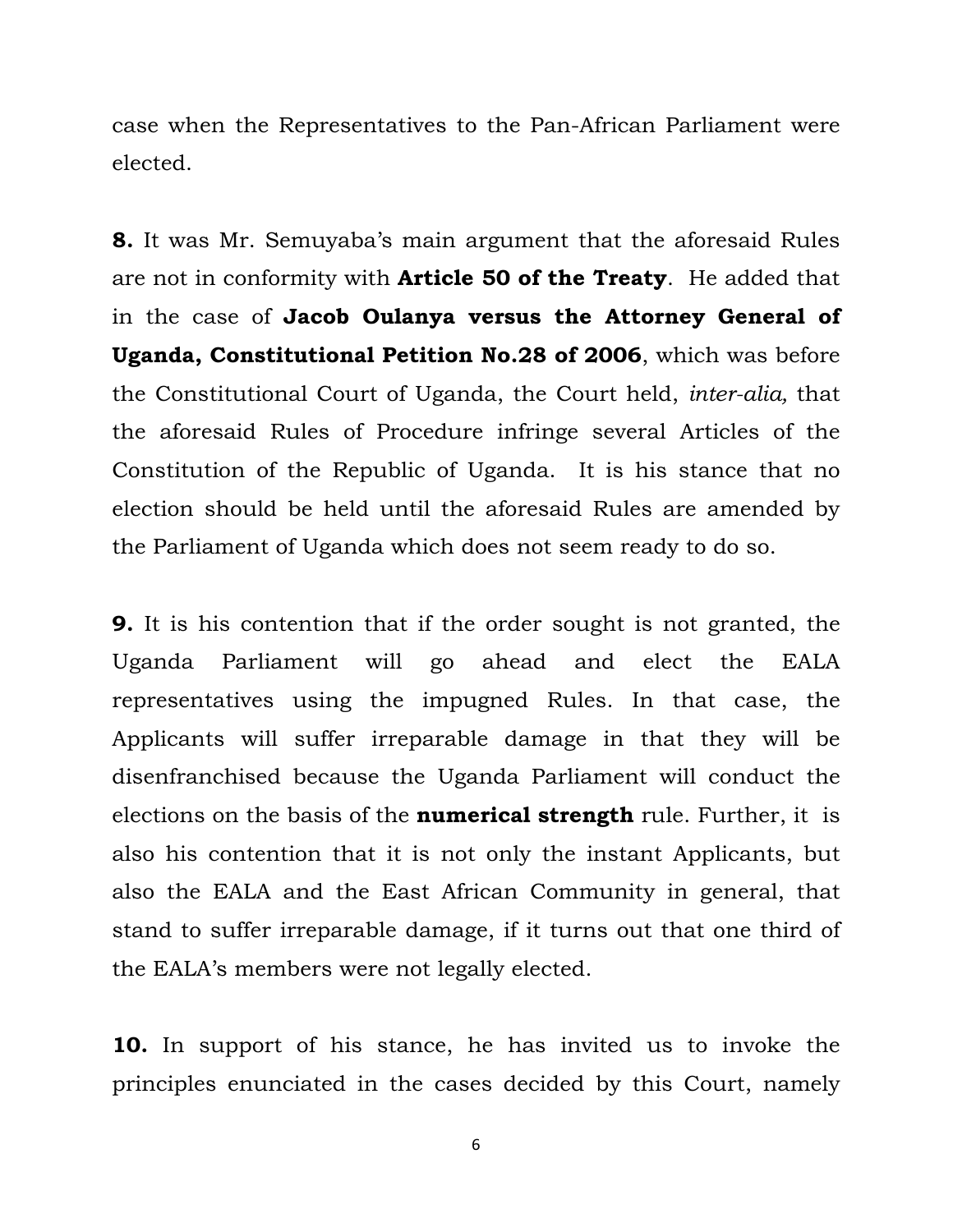case when the Representatives to the Pan-African Parliament were elected.

**8.** It was Mr. Semuyaba's main argument that the aforesaid Rules are not in conformity with **Article 50 of the Treaty**. He added that in the case of **Jacob Oulanya versus the Attorney General of Uganda, Constitutional Petition No.28 of 2006**, which was before the Constitutional Court of Uganda, the Court held, *inter-alia,* that the aforesaid Rules of Procedure infringe several Articles of the Constitution of the Republic of Uganda. It is his stance that no election should be held until the aforesaid Rules are amended by the Parliament of Uganda which does not seem ready to do so.

**9.** It is his contention that if the order sought is not granted, the Uganda Parliament will go ahead and elect the EALA representatives using the impugned Rules. In that case, the Applicants will suffer irreparable damage in that they will be disenfranchised because the Uganda Parliament will conduct the elections on the basis of the **numerical strength** rule. Further, it is also his contention that it is not only the instant Applicants, but also the EALA and the East African Community in general, that stand to suffer irreparable damage, if it turns out that one third of the EALA's members were not legally elected.

**10.** In support of his stance, he has invited us to invoke the principles enunciated in the cases decided by this Court, namely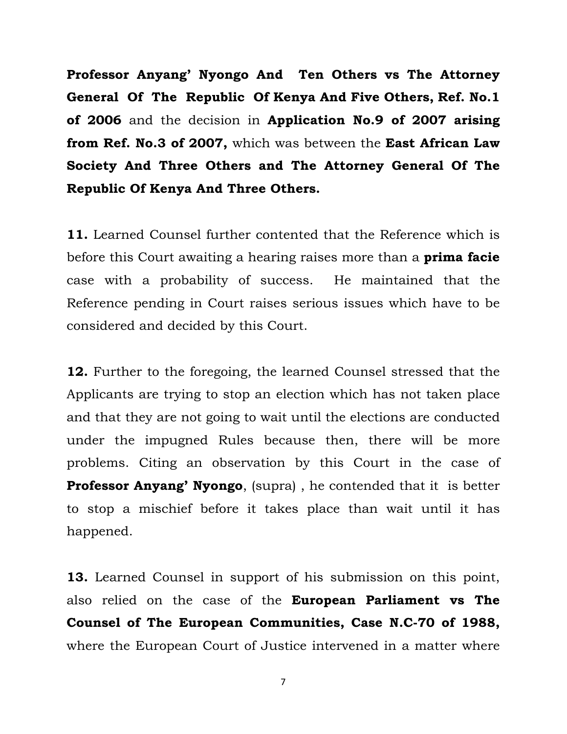**Professor Anyang' Nyongo And Ten Others vs The Attorney General Of The Republic Of Kenya And Five Others, Ref. No.1 of 2006** and the decision in **Application No.9 of 2007 arising from Ref. No.3 of 2007,** which was between the **East African Law Society And Three Others and The Attorney General Of The Republic Of Kenya And Three Others.**

**11.** Learned Counsel further contented that the Reference which is before this Court awaiting a hearing raises more than a **prima facie** case with a probability of success. He maintained that the Reference pending in Court raises serious issues which have to be considered and decided by this Court.

**12.** Further to the foregoing, the learned Counsel stressed that the Applicants are trying to stop an election which has not taken place and that they are not going to wait until the elections are conducted under the impugned Rules because then, there will be more problems. Citing an observation by this Court in the case of **Professor Anyang' Nyongo**, (supra) , he contended that it is better to stop a mischief before it takes place than wait until it has happened.

**13.** Learned Counsel in support of his submission on this point, also relied on the case of the **European Parliament vs The Counsel of The European Communities, Case N.C-70 of 1988,** where the European Court of Justice intervened in a matter where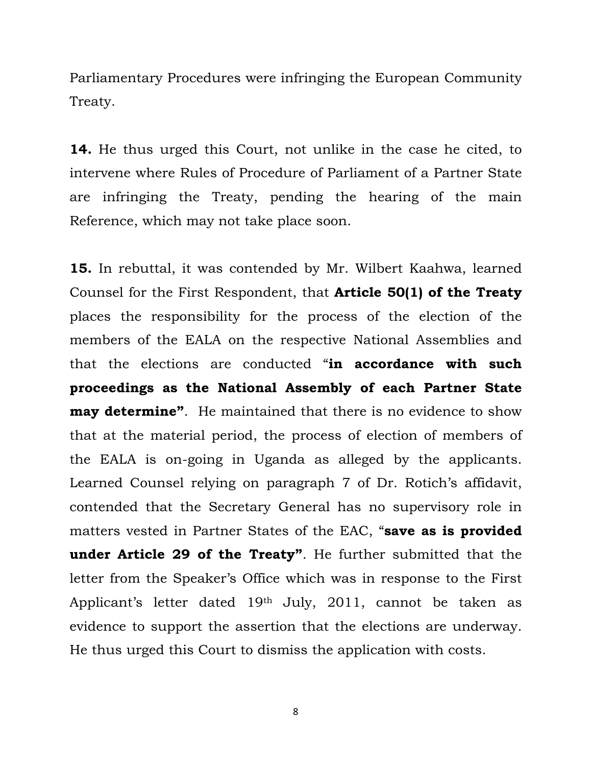Parliamentary Procedures were infringing the European Community Treaty.

**14.** He thus urged this Court, not unlike in the case he cited, to intervene where Rules of Procedure of Parliament of a Partner State are infringing the Treaty, pending the hearing of the main Reference, which may not take place soon.

**15.** In rebuttal, it was contended by Mr. Wilbert Kaahwa, learned Counsel for the First Respondent, that **Article 50(1) of the Treaty** places the responsibility for the process of the election of the members of the EALA on the respective National Assemblies and that the elections are conducted "**in accordance with such proceedings as the National Assembly of each Partner State may determine"**. He maintained that there is no evidence to show that at the material period, the process of election of members of the EALA is on-going in Uganda as alleged by the applicants. Learned Counsel relying on paragraph 7 of Dr. Rotich's affidavit, contended that the Secretary General has no supervisory role in matters vested in Partner States of the EAC, "**save as is provided under Article 29 of the Treaty"**. He further submitted that the letter from the Speaker's Office which was in response to the First Applicant's letter dated 19th July, 2011, cannot be taken as evidence to support the assertion that the elections are underway. He thus urged this Court to dismiss the application with costs.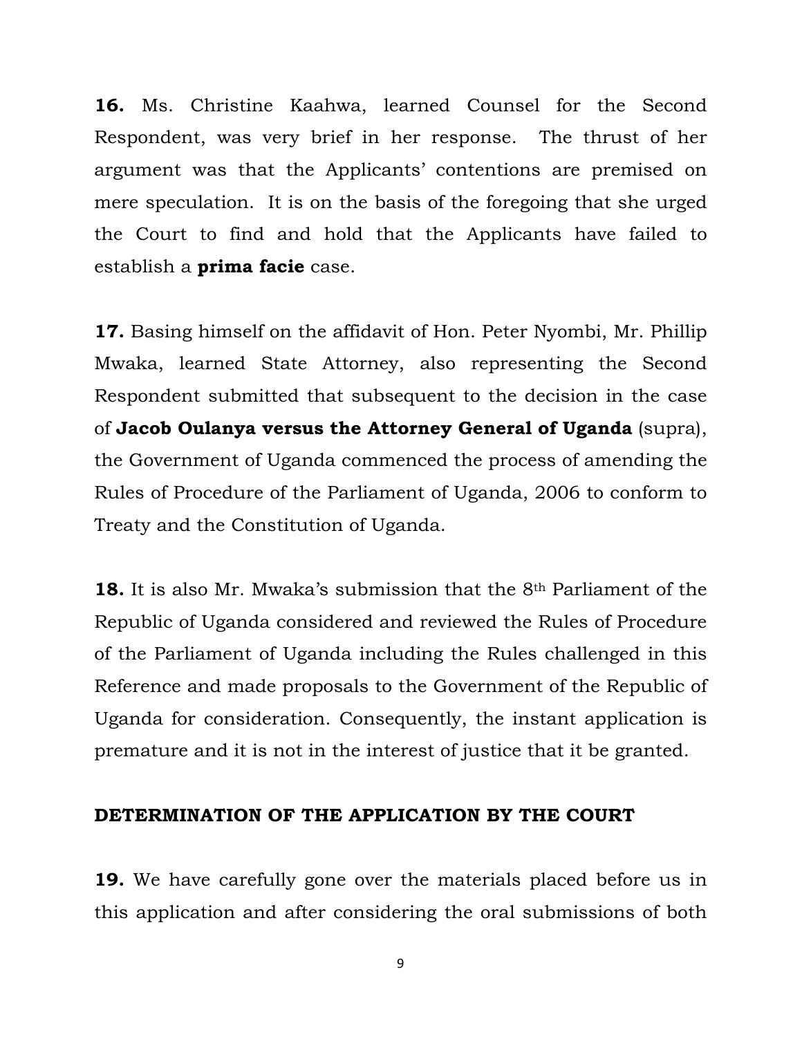**16.** Ms. Christine Kaahwa, learned Counsel for the Second Respondent, was very brief in her response. The thrust of her argument was that the Applicants' contentions are premised on mere speculation. It is on the basis of the foregoing that she urged the Court to find and hold that the Applicants have failed to establish a **prima facie** case.

**17.** Basing himself on the affidavit of Hon. Peter Nyombi, Mr. Phillip Mwaka, learned State Attorney, also representing the Second Respondent submitted that subsequent to the decision in the case of **Jacob Oulanya versus the Attorney General of Uganda** (supra), the Government of Uganda commenced the process of amending the Rules of Procedure of the Parliament of Uganda, 2006 to conform to Treaty and the Constitution of Uganda.

**18.** It is also Mr. Mwaka's submission that the 8th Parliament of the Republic of Uganda considered and reviewed the Rules of Procedure of the Parliament of Uganda including the Rules challenged in this Reference and made proposals to the Government of the Republic of Uganda for consideration. Consequently, the instant application is premature and it is not in the interest of justice that it be granted.

**DETERMINATION OF THE APPLICATION BY THE COURT**

**19.** We have carefully gone over the materials placed before us in this application and after considering the oral submissions of both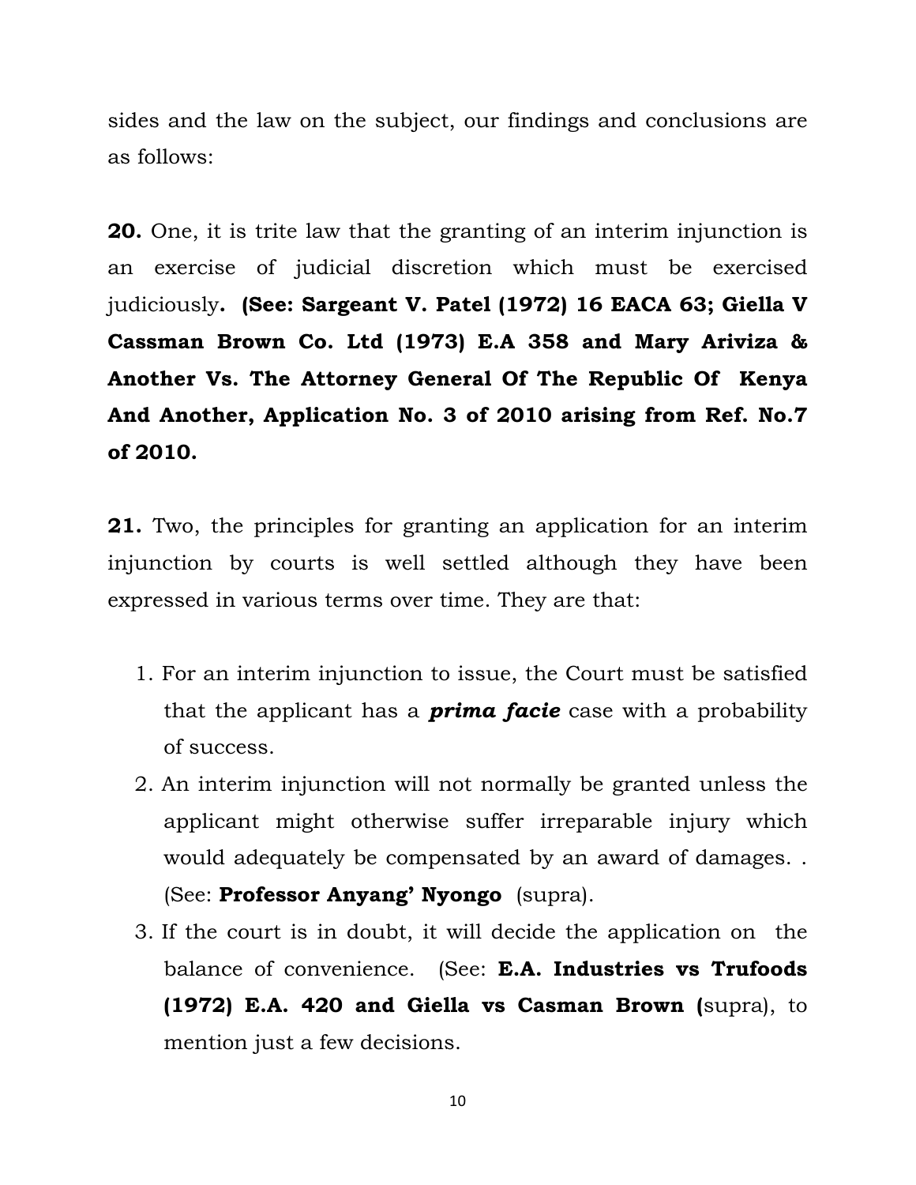sides and the law on the subject, our findings and conclusions are as follows:

**20.** One, it is trite law that the granting of an interim injunction is an exercise of judicial discretion which must be exercised judiciously**. (See: Sargeant V. Patel (1972) 16 EACA 63; Giella V Cassman Brown Co. Ltd (1973) E.A 358 and Mary Ariviza & Another Vs. The Attorney General Of The Republic Of Kenya And Another, Application No. 3 of 2010 arising from Ref. No.7 of 2010.**

**21.** Two, the principles for granting an application for an interim injunction by courts is well settled although they have been expressed in various terms over time. They are that:

1. For an interim injunction to issue, the Court must be satisfied that the applicant has a ***prima facie*** case with a probability of success.
2. An interim injunction will not normally be granted unless the applicant might otherwise suffer irreparable injury which would adequately be compensated by an award of damages. . (See: **Professor Anyang' Nyongo** (supra).
3. If the court is in doubt, it will decide the application on the balance of convenience. (See: **E.A. Industries vs Trufoods (1972) E.A. 420 and Giella vs Casman Brown (**supra), to mention just a few decisions.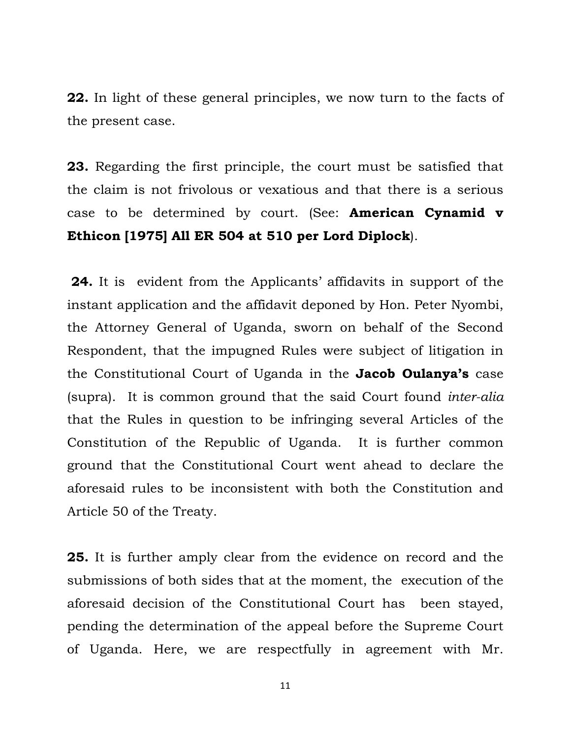**22.** In light of these general principles, we now turn to the facts of the present case.

**23.** Regarding the first principle, the court must be satisfied that the claim is not frivolous or vexatious and that there is a serious case to be determined by court. (See: **American Cynamid v Ethicon [1975] All ER 504 at 510 per Lord Diplock**).

**24.** It is evident from the Applicants' affidavits in support of the instant application and the affidavit deponed by Hon. Peter Nyombi, the Attorney General of Uganda, sworn on behalf of the Second Respondent, that the impugned Rules were subject of litigation in the Constitutional Court of Uganda in the **Jacob Oulanya's** case (supra). It is common ground that the said Court found *inter-alia* that the Rules in question to be infringing several Articles of the Constitution of the Republic of Uganda. It is further common ground that the Constitutional Court went ahead to declare the aforesaid rules to be inconsistent with both the Constitution and Article 50 of the Treaty.

**25.** It is further amply clear from the evidence on record and the submissions of both sides that at the moment, the execution of the aforesaid decision of the Constitutional Court has been stayed, pending the determination of the appeal before the Supreme Court of Uganda. Here, we are respectfully in agreement with Mr.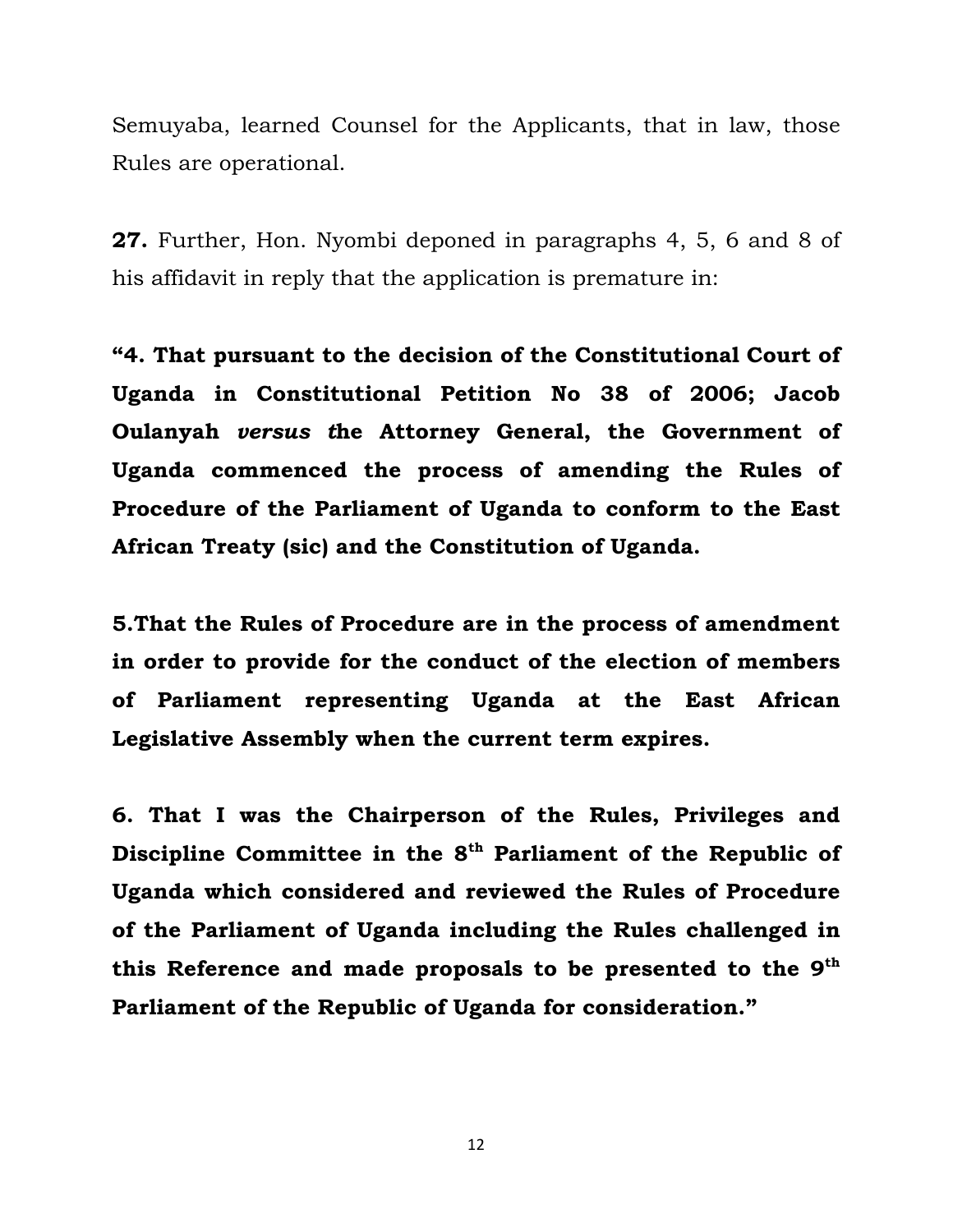Semuyaba, learned Counsel for the Applicants, that in law, those Rules are operational.

**27.** Further, Hon. Nyombi deponed in paragraphs 4, 5, 6 and 8 of his affidavit in reply that the application is premature in:

**"4. That pursuant to the decision of the Constitutional Court of Uganda in Constitutional Petition No 38 of 2006; Jacob Oulanyah *versus t*he Attorney General, the Government of Uganda commenced the process of amending the Rules of Procedure of the Parliament of Uganda to conform to the East African Treaty (sic) and the Constitution of Uganda.**

**5.That the Rules of Procedure are in the process of amendment in order to provide for the conduct of the election of members of Parliament representing Uganda at the East African Legislative Assembly when the current term expires.**

**6. That I was the Chairperson of the Rules, Privileges and Discipline Committee in the 8th Parliament of the Republic of Uganda which considered and reviewed the Rules of Procedure of the Parliament of Uganda including the Rules challenged in this Reference and made proposals to be presented to the 9th Parliament of the Republic of Uganda for consideration."**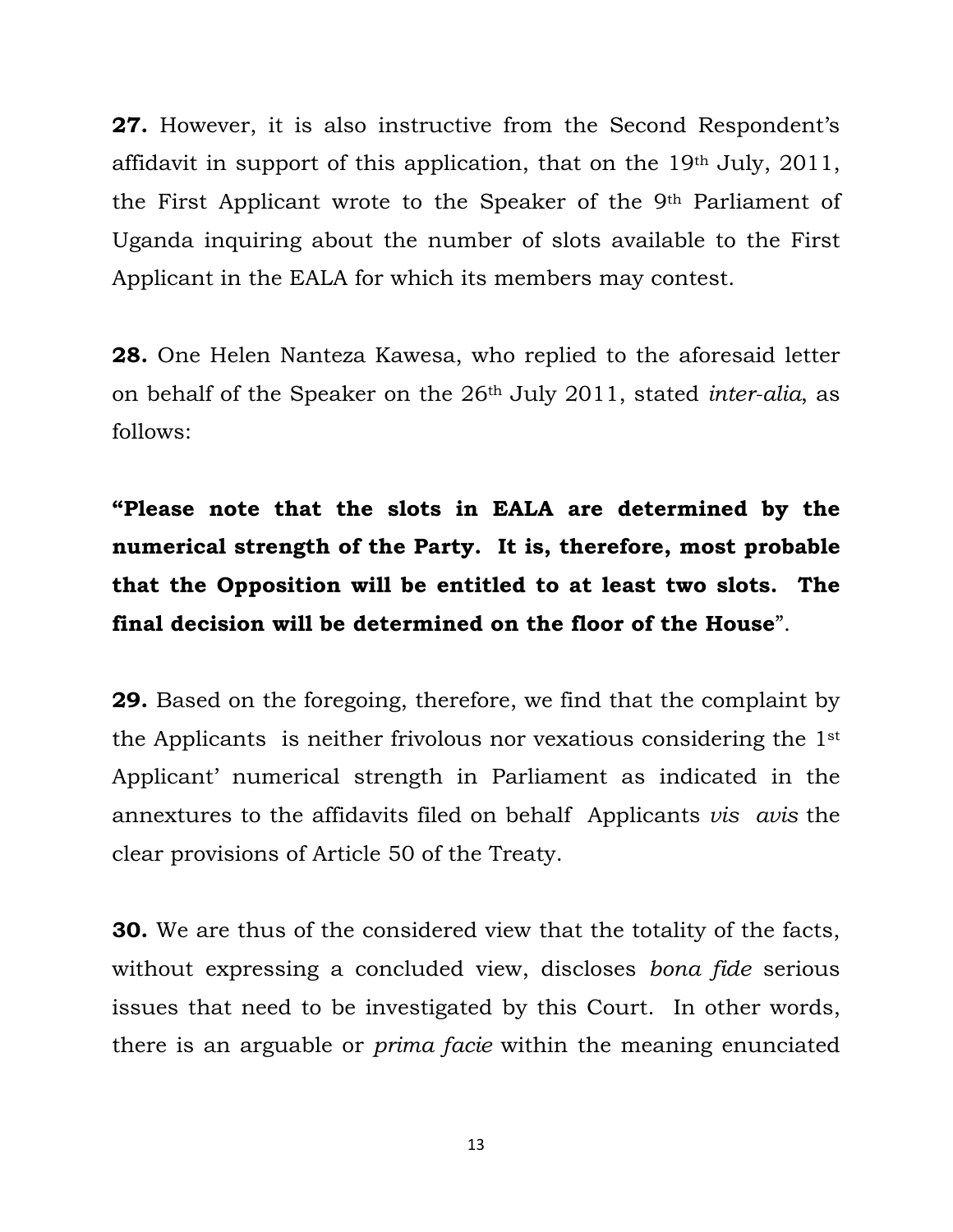**27.** However, it is also instructive from the Second Respondent's affidavit in support of this application, that on the 19th July, 2011, the First Applicant wrote to the Speaker of the 9th Parliament of Uganda inquiring about the number of slots available to the First Applicant in the EALA for which its members may contest.

**28.** One Helen Nanteza Kawesa, who replied to the aforesaid letter on behalf of the Speaker on the 26th July 2011, stated *inter-alia*, as follows:

**"Please note that the slots in EALA are determined by the numerical strength of the Party. It is, therefore, most probable that the Opposition will be entitled to at least two slots. The final decision will be determined on the floor of the House**".

**29.** Based on the foregoing, therefore, we find that the complaint by the Applicants is neither frivolous nor vexatious considering the 1st Applicant' numerical strength in Parliament as indicated in the annextures to the affidavits filed on behalf Applicants *vis avis* the clear provisions of Article 50 of the Treaty.

**30.** We are thus of the considered view that the totality of the facts, without expressing a concluded view, discloses *bona fide* serious issues that need to be investigated by this Court. In other words, there is an arguable or *prima facie* within the meaning enunciated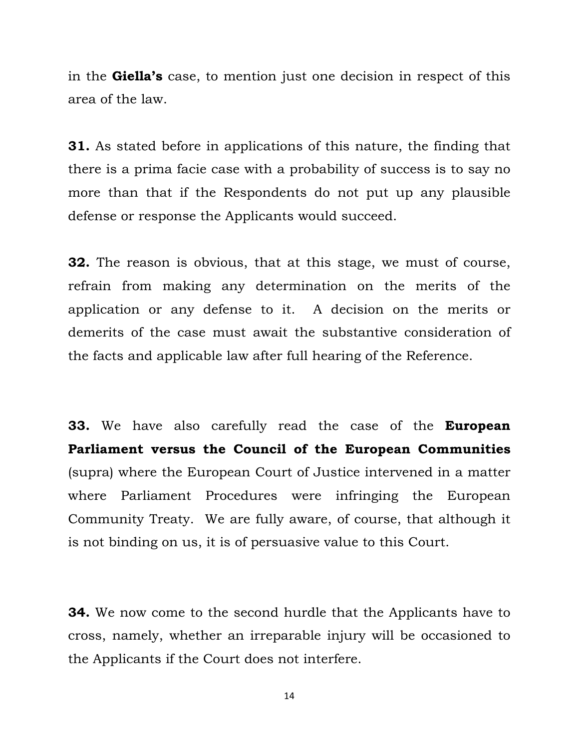in the **Giella's** case, to mention just one decision in respect of this area of the law.

**31.** As stated before in applications of this nature, the finding that there is a prima facie case with a probability of success is to say no more than that if the Respondents do not put up any plausible defense or response the Applicants would succeed.

**32.** The reason is obvious, that at this stage, we must of course, refrain from making any determination on the merits of the application or any defense to it. A decision on the merits or demerits of the case must await the substantive consideration of the facts and applicable law after full hearing of the Reference.

**33.** We have also carefully read the case of the **European Parliament versus the Council of the European Communities** (supra) where the European Court of Justice intervened in a matter where Parliament Procedures were infringing the European Community Treaty. We are fully aware, of course, that although it is not binding on us, it is of persuasive value to this Court.

**34.** We now come to the second hurdle that the Applicants have to cross, namely, whether an irreparable injury will be occasioned to the Applicants if the Court does not interfere.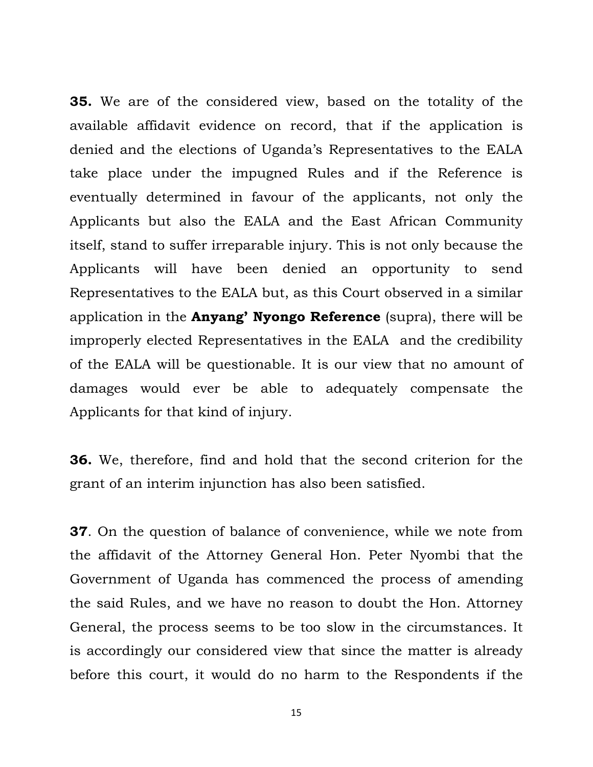**35.** We are of the considered view, based on the totality of the available affidavit evidence on record, that if the application is denied and the elections of Uganda's Representatives to the EALA take place under the impugned Rules and if the Reference is eventually determined in favour of the applicants, not only the Applicants but also the EALA and the East African Community itself, stand to suffer irreparable injury. This is not only because the Applicants will have been denied an opportunity to send Representatives to the EALA but, as this Court observed in a similar application in the **Anyang' Nyongo Reference** (supra), there will be improperly elected Representatives in the EALA and the credibility of the EALA will be questionable. It is our view that no amount of damages would ever be able to adequately compensate the Applicants for that kind of injury.

**36.** We, therefore, find and hold that the second criterion for the grant of an interim injunction has also been satisfied.

**37**. On the question of balance of convenience, while we note from the affidavit of the Attorney General Hon. Peter Nyombi that the Government of Uganda has commenced the process of amending the said Rules, and we have no reason to doubt the Hon. Attorney General, the process seems to be too slow in the circumstances. It is accordingly our considered view that since the matter is already before this court, it would do no harm to the Respondents if the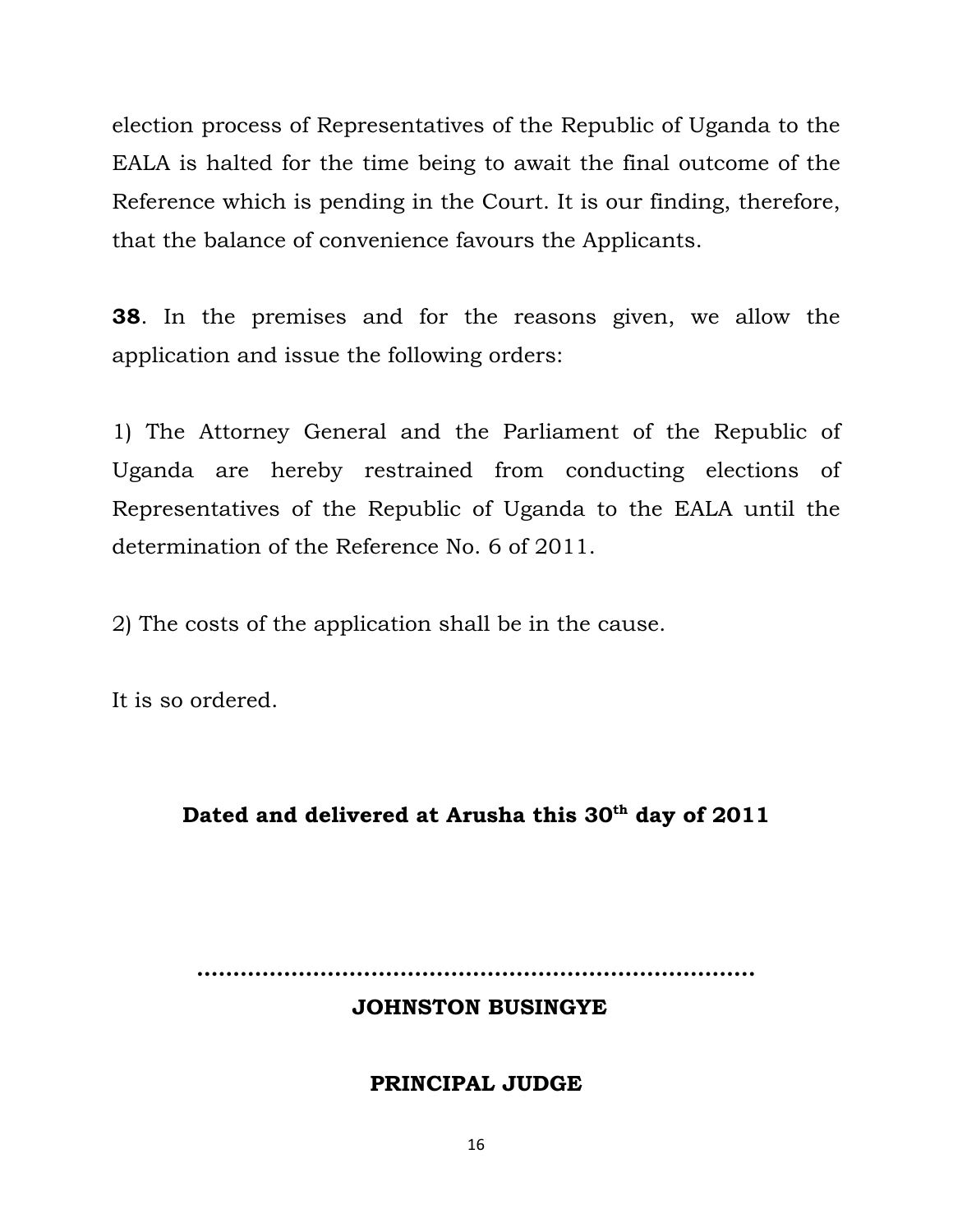election process of Representatives of the Republic of Uganda to the EALA is halted for the time being to await the final outcome of the Reference which is pending in the Court. It is our finding, therefore, that the balance of convenience favours the Applicants.

**38**. In the premises and for the reasons given, we allow the application and issue the following orders:

1) The Attorney General and the Parliament of the Republic of Uganda are hereby restrained from conducting elections of Representatives of the Republic of Uganda to the EALA until the determination of the Reference No. 6 of 2011.

2) The costs of the application shall be in the cause.

It is so ordered.

**Dated and delivered at Arusha this 30th day of 2011**

……………………………………………………………………

**JOHNSTON BUSINGYE**

**PRINCIPAL JUDGE**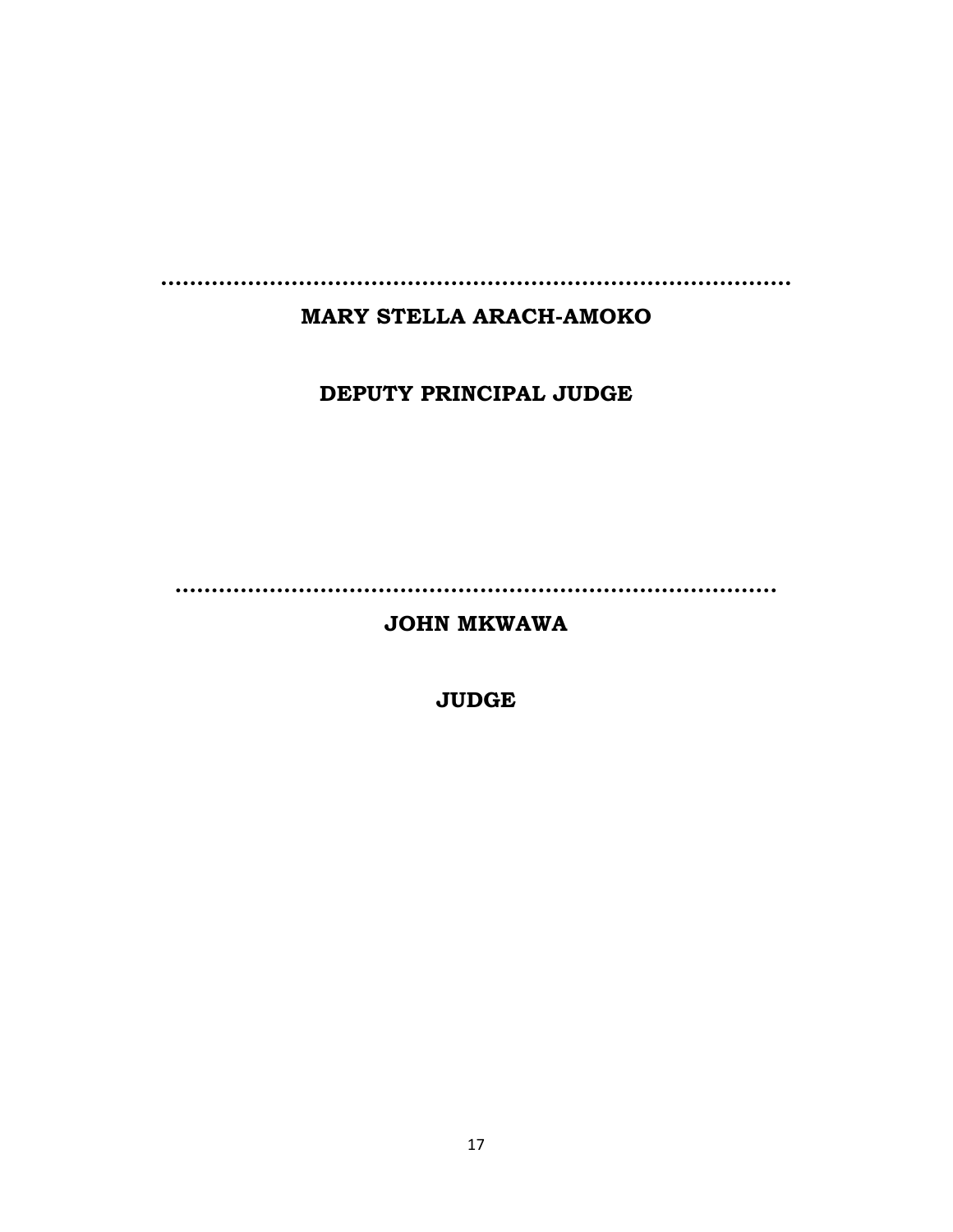……………………………………………………………………………

**MARY STELLA ARACH-AMOKO**

**DEPUTY PRINCIPAL JUDGE**

……………………………………………………………………………

**JOHN MKWAWA**

**JUDGE**